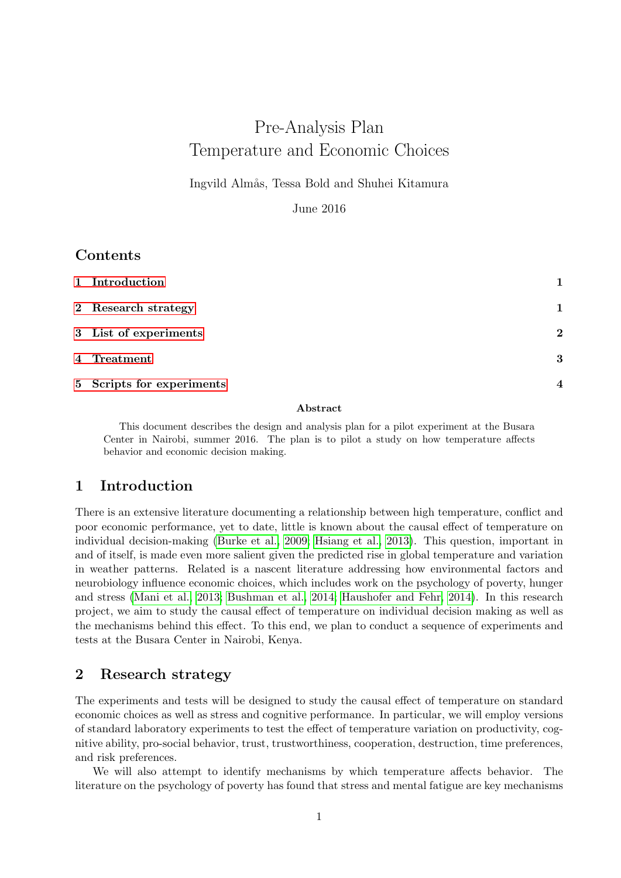# Pre-Analysis Plan
# Temperature and Economic Choices

Ingvild Almås, Tessa Bold and Shuhei Kitamura

June 2016

## Contents

1 Introduction 1

2 Research strategy 1

3 List of experiments 2

4 Treatment 3

5 Scripts for experiments 4

**Abstract**

This document describes the design and analysis plan for a pilot experiment at the Busara Center in Nairobi, summer 2016. The plan is to pilot a study on how temperature affects behavior and economic decision making.

## 1 Introduction

There is an extensive literature documenting a relationship between high temperature, conflict and poor economic performance, yet to date, little is known about the causal effect of temperature on individual decision-making (Burke et al., 2009; Hsiang et al., 2013). This question, important in and of itself, is made even more salient given the predicted rise in global temperature and variation in weather patterns. Related is a nascent literature addressing how environmental factors and neurobiology influence economic choices, which includes work on the psychology of poverty, hunger and stress (Mani et al., 2013; Bushman et al., 2014; Haushofer and Fehr, 2014). In this research project, we aim to study the causal effect of temperature on individual decision making as well as the mechanisms behind this effect. To this end, we plan to conduct a sequence of experiments and tests at the Busara Center in Nairobi, Kenya.

## 2 Research strategy

The experiments and tests will be designed to study the causal effect of temperature on standard economic choices as well as stress and cognitive performance. In particular, we will employ versions of standard laboratory experiments to test the effect of temperature variation on productivity, cognitive ability, pro-social behavior, trust, trustworthiness, cooperation, destruction, time preferences, and risk preferences.

We will also attempt to identify mechanisms by which temperature affects behavior. The literature on the psychology of poverty has found that stress and mental fatigue are key mechanisms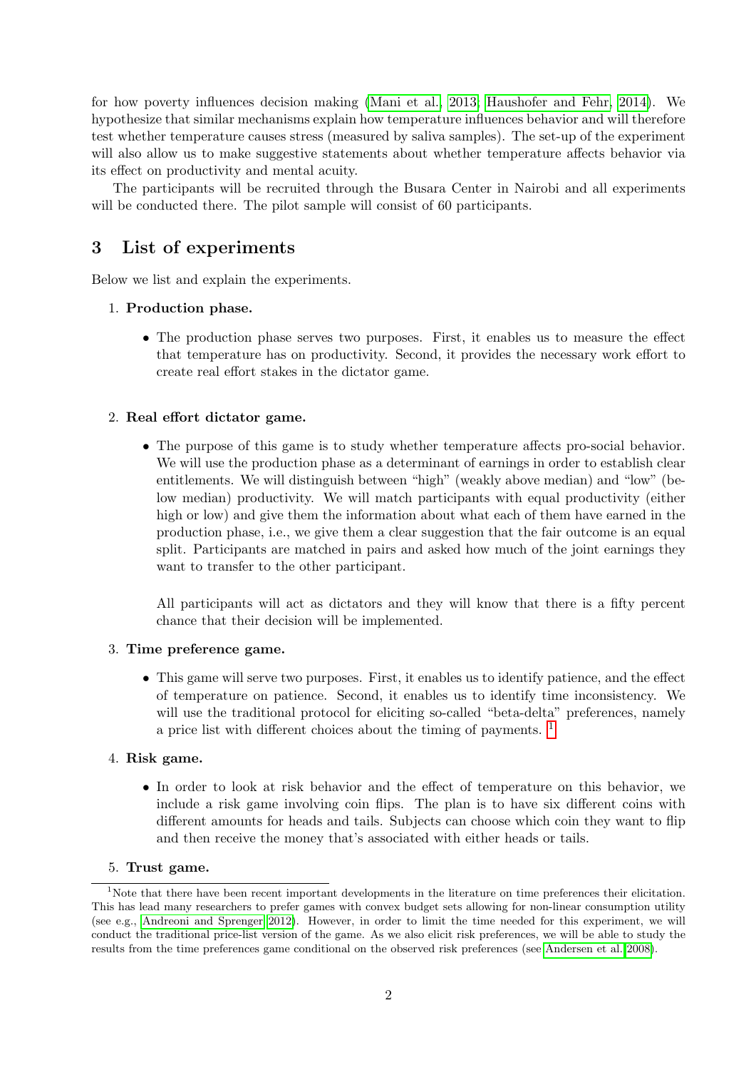for how poverty influences decision making (Mani et al., 2013; Haushofer and Fehr, 2014). We hypothesize that similar mechanisms explain how temperature influences behavior and will therefore test whether temperature causes stress (measured by saliva samples). The set-up of the experiment will also allow us to make suggestive statements about whether temperature affects behavior via its effect on productivity and mental acuity.

The participants will be recruited through the Busara Center in Nairobi and all experiments will be conducted there. The pilot sample will consist of 60 participants.

## 3 List of experiments

Below we list and explain the experiments.

1. **Production phase.**

   - The production phase serves two purposes. First, it enables us to measure the effect that temperature has on productivity. Second, it provides the necessary work effort to create real effort stakes in the dictator game.

2. **Real effort dictator game.**

   - The purpose of this game is to study whether temperature affects pro-social behavior. We will use the production phase as a determinant of earnings in order to establish clear entitlements. We will distinguish between "high" (weakly above median) and "low" (below median) productivity. We will match participants with equal productivity (either high or low) and give them the information about what each of them have earned in the production phase, i.e., we give them a clear suggestion that the fair outcome is an equal split. Participants are matched in pairs and asked how much of the joint earnings they want to transfer to the other participant.

     All participants will act as dictators and they will know that there is a fifty percent chance that their decision will be implemented.

3. **Time preference game.**

   - This game will serve two purposes. First, it enables us to identify patience, and the effect of temperature on patience. Second, it enables us to identify time inconsistency. We will use the traditional protocol for eliciting so-called "beta-delta" preferences, namely a price list with different choices about the timing of payments. [1]

4. **Risk game.**

   - In order to look at risk behavior and the effect of temperature on this behavior, we include a risk game involving coin flips. The plan is to have six different coins with different amounts for heads and tails. Subjects can choose which coin they want to flip and then receive the money that's associated with either heads or tails.

5. **Trust game.**

[1] Note that there have been recent important developments in the literature on time preferences their elicitation. This has lead many researchers to prefer games with convex budget sets allowing for non-linear consumption utility (see e.g., Andreoni and Sprenger 2012). However, in order to limit the time needed for this experiment, we will conduct the traditional price-list version of the game. As we also elicit risk preferences, we will be able to study the results from the time preferences game conditional on the observed risk preferences (see Andersen et al. 2008).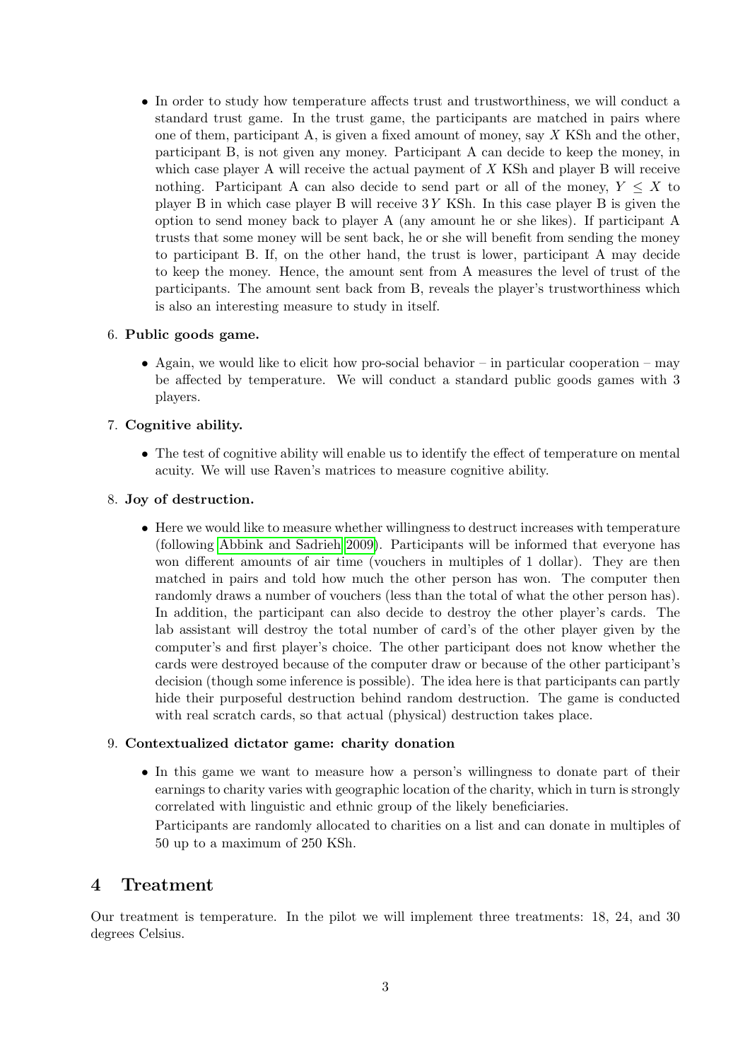- In order to study how temperature affects trust and trustworthiness, we will conduct a standard trust game. In the trust game, the participants are matched in pairs where one of them, participant A, is given a fixed amount of money, say $X$ KSh and the other, participant B, is not given any money. Participant A can decide to keep the money, in which case player A will receive the actual payment of $X$ KSh and player B will receive nothing. Participant A can also decide to send part or all of the money, $Y \leq X$ to player B in which case player B will receive $3Y$ KSh. In this case player B is given the option to send money back to player A (any amount he or she likes). If participant A trusts that some money will be sent back, he or she will benefit from sending the money to participant B. If, on the other hand, the trust is lower, participant A may decide to keep the money. Hence, the amount sent from A measures the level of trust of the participants. The amount sent back from B, reveals the player's trustworthiness which is also an interesting measure to study in itself.

6. **Public goods game.**
   - Again, we would like to elicit how pro-social behavior – in particular cooperation – may be affected by temperature. We will conduct a standard public goods games with 3 players.

7. **Cognitive ability.**
   - The test of cognitive ability will enable us to identify the effect of temperature on mental acuity. We will use Raven's matrices to measure cognitive ability.

8. **Joy of destruction.**
   - Here we would like to measure whether willingness to destruct increases with temperature (following Abbink and Sadrieh 2009). Participants will be informed that everyone has won different amounts of air time (vouchers in multiples of 1 dollar). They are then matched in pairs and told how much the other person has won. The computer then randomly draws a number of vouchers (less than the total of what the other person has). In addition, the participant can also decide to destroy the other player's cards. The lab assistant will destroy the total number of card's of the other player given by the computer's and first player's choice. The other participant does not know whether the cards were destroyed because of the computer draw or because of the other participant's decision (though some inference is possible). The idea here is that participants can partly hide their purposeful destruction behind random destruction. The game is conducted with real scratch cards, so that actual (physical) destruction takes place.

9. **Contextualized dictator game: charity donation**
   - In this game we want to measure how a person's willingness to donate part of their earnings to charity varies with geographic location of the charity, which in turn is strongly correlated with linguistic and ethnic group of the likely beneficiaries.

     Participants are randomly allocated to charities on a list and can donate in multiples of 50 up to a maximum of 250 KSh.

## 4 Treatment

Our treatment is temperature. In the pilot we will implement three treatments: 18, 24, and 30 degrees Celsius.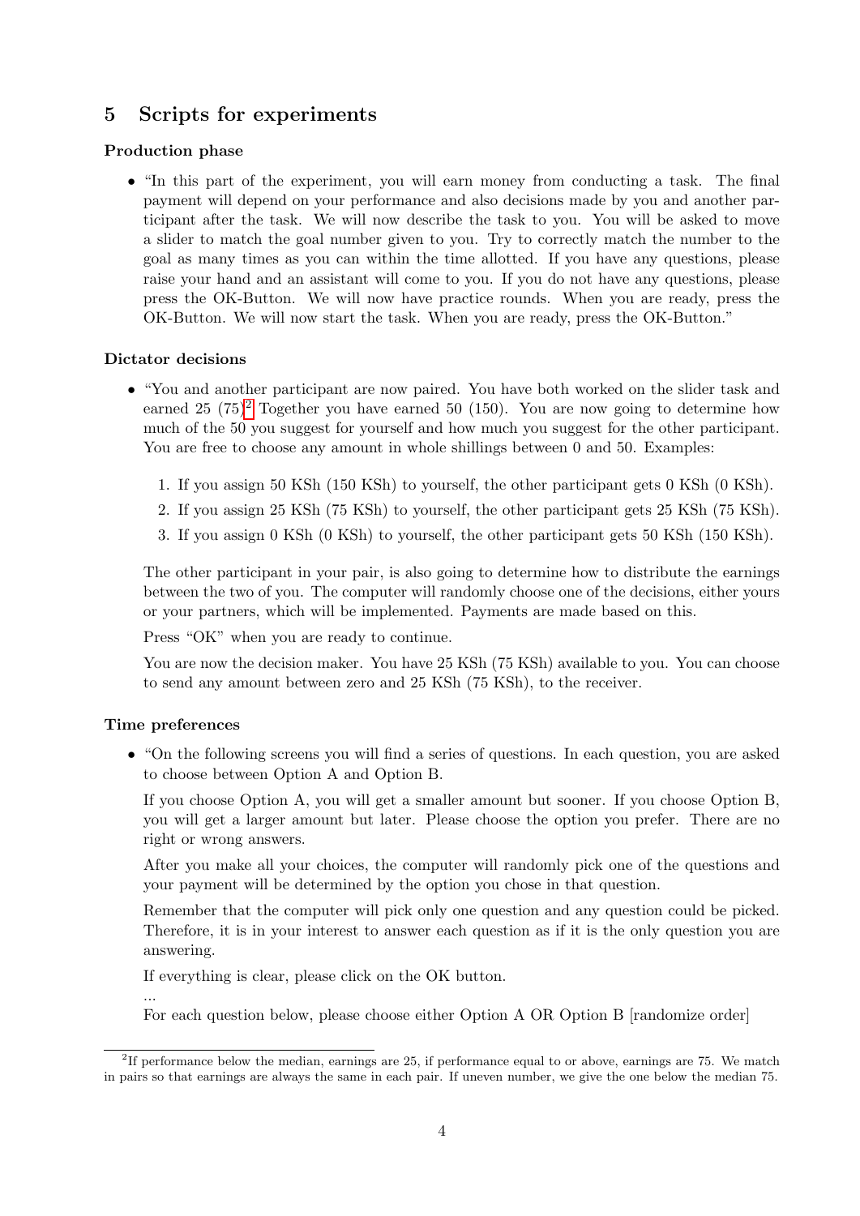## 5 Scripts for experiments

**Production phase**

- "In this part of the experiment, you will earn money from conducting a task. The final payment will depend on your performance and also decisions made by you and another participant after the task. We will now describe the task to you. You will be asked to move a slider to match the goal number given to you. Try to correctly match the number to the goal as many times as you can within the time allotted. If you have any questions, please raise your hand and an assistant will come to you. If you do not have any questions, please press the OK-Button. We will now have practice rounds. When you are ready, press the OK-Button. We will now start the task. When you are ready, press the OK-Button."

**Dictator decisions**

- "You and another participant are now paired. You have both worked on the slider task and earned 25 (75)[2] Together you have earned 50 (150). You are now going to determine how much of the 50 you suggest for yourself and how much you suggest for the other participant. You are free to choose any amount in whole shillings between 0 and 50. Examples:

  1. If you assign 50 KSh (150 KSh) to yourself, the other participant gets 0 KSh (0 KSh).
  2. If you assign 25 KSh (75 KSh) to yourself, the other participant gets 25 KSh (75 KSh).
  3. If you assign 0 KSh (0 KSh) to yourself, the other participant gets 50 KSh (150 KSh).

  The other participant in your pair, is also going to determine how to distribute the earnings between the two of you. The computer will randomly choose one of the decisions, either yours or your partners, which will be implemented. Payments are made based on this.

  Press "OK" when you are ready to continue.

  You are now the decision maker. You have 25 KSh (75 KSh) available to you. You can choose to send any amount between zero and 25 KSh (75 KSh), to the receiver.

**Time preferences**

- "On the following screens you will find a series of questions. In each question, you are asked to choose between Option A and Option B.

  If you choose Option A, you will get a smaller amount but sooner. If you choose Option B, you will get a larger amount but later. Please choose the option you prefer. There are no right or wrong answers.

  After you make all your choices, the computer will randomly pick one of the questions and your payment will be determined by the option you chose in that question.

  Remember that the computer will pick only one question and any question could be picked. Therefore, it is in your interest to answer each question as if it is the only question you are answering.

  If everything is clear, please click on the OK button.

  ...

  For each question below, please choose either Option A OR Option B [randomize order]

[2] If performance below the median, earnings are 25, if performance equal to or above, earnings are 75. We match in pairs so that earnings are always the same in each pair. If uneven number, we give the one below the median 75.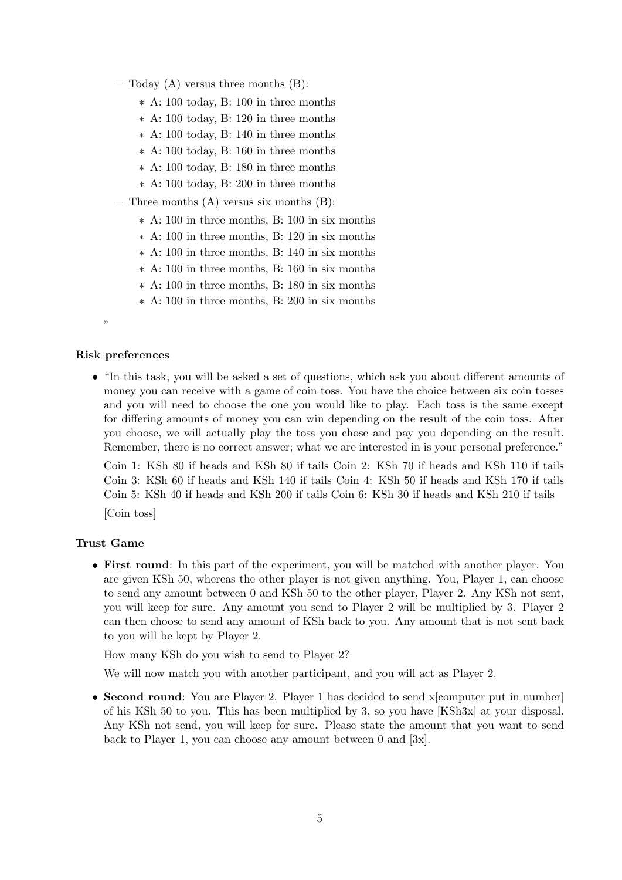- Today (A) versus three months (B):
  - A: 100 today, B: 100 in three months
  - A: 100 today, B: 120 in three months
  - A: 100 today, B: 140 in three months
  - A: 100 today, B: 160 in three months
  - A: 100 today, B: 180 in three months
  - A: 100 today, B: 200 in three months
- Three months (A) versus six months (B):
  - A: 100 in three months, B: 100 in six months
  - A: 100 in three months, B: 120 in six months
  - A: 100 in three months, B: 140 in six months
  - A: 100 in three months, B: 160 in six months
  - A: 100 in three months, B: 180 in six months
  - A: 100 in three months, B: 200 in six months

"

**Risk preferences**

- "In this task, you will be asked a set of questions, which ask you about different amounts of money you can receive with a game of coin toss. You have the choice between six coin tosses and you will need to choose the one you would like to play. Each toss is the same except for differing amounts of money you can win depending on the result of the coin toss. After you choose, we will actually play the toss you chose and pay you depending on the result. Remember, there is no correct answer; what we are interested in is your personal preference."

  Coin 1: KSh 80 if heads and KSh 80 if tails Coin 2: KSh 70 if heads and KSh 110 if tails Coin 3: KSh 60 if heads and KSh 140 if tails Coin 4: KSh 50 if heads and KSh 170 if tails Coin 5: KSh 40 if heads and KSh 200 if tails Coin 6: KSh 30 if heads and KSh 210 if tails

  [Coin toss]

**Trust Game**

- **First round**: In this part of the experiment, you will be matched with another player. You are given KSh 50, whereas the other player is not given anything. You, Player 1, can choose to send any amount between 0 and KSh 50 to the other player, Player 2. Any KSh not sent, you will keep for sure. Any amount you send to Player 2 will be multiplied by 3. Player 2 can then choose to send any amount of KSh back to you. Any amount that is not sent back to you will be kept by Player 2.

  How many KSh do you wish to send to Player 2?

  We will now match you with another participant, and you will act as Player 2.

- **Second round**: You are Player 2. Player 1 has decided to send x[computer put in number] of his KSh 50 to you. This has been multiplied by 3, so you have [KSh3x] at your disposal. Any KSh not send, you will keep for sure. Please state the amount that you want to send back to Player 1, you can choose any amount between 0 and [3x].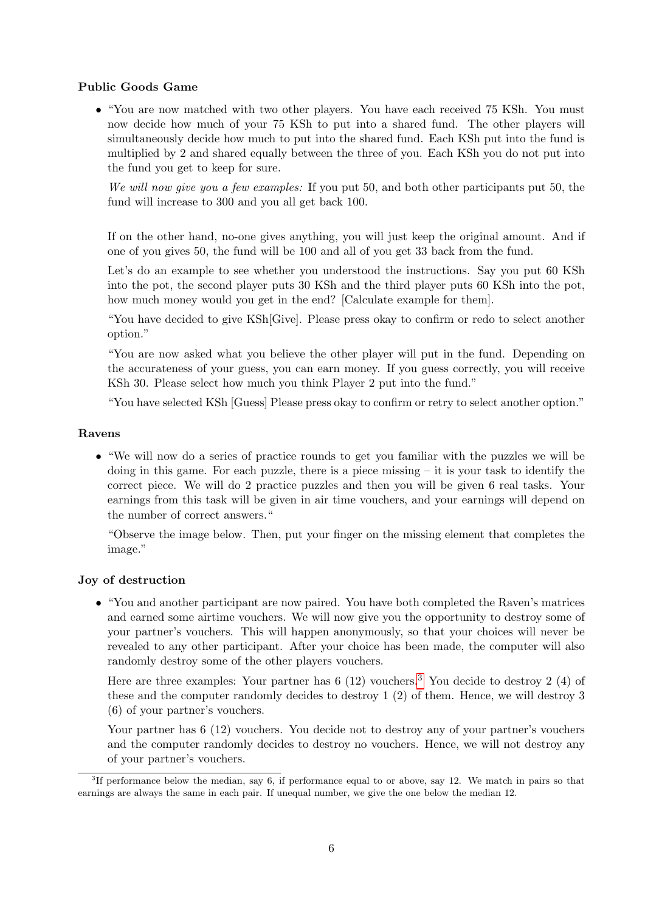**Public Goods Game**

- "You are now matched with two other players. You have each received 75 KSh. You must now decide how much of your 75 KSh to put into a shared fund. The other players will simultaneously decide how much to put into the shared fund. Each KSh put into the fund is multiplied by 2 and shared equally between the three of you. Each KSh you do not put into the fund you get to keep for sure.

  *We will now give you a few examples:* If you put 50, and both other participants put 50, the fund will increase to 300 and you all get back 100.

  If on the other hand, no-one gives anything, you will just keep the original amount. And if one of you gives 50, the fund will be 100 and all of you get 33 back from the fund.

  Let's do an example to see whether you understood the instructions. Say you put 60 KSh into the pot, the second player puts 30 KSh and the third player puts 60 KSh into the pot, how much money would you get in the end? [Calculate example for them].

  "You have decided to give KSh[Give]. Please press okay to confirm or redo to select another option."

  "You are now asked what you believe the other player will put in the fund. Depending on the accurateness of your guess, you can earn money. If you guess correctly, you will receive KSh 30. Please select how much you think Player 2 put into the fund."

  "You have selected KSh [Guess] Please press okay to confirm or retry to select another option."

**Ravens**

- "We will now do a series of practice rounds to get you familiar with the puzzles we will be doing in this game. For each puzzle, there is a piece missing – it is your task to identify the correct piece. We will do 2 practice puzzles and then you will be given 6 real tasks. Your earnings from this task will be given in air time vouchers, and your earnings will depend on the number of correct answers."

  "Observe the image below. Then, put your finger on the missing element that completes the image."

**Joy of destruction**

- "You and another participant are now paired. You have both completed the Raven's matrices and earned some airtime vouchers. We will now give you the opportunity to destroy some of your partner's vouchers. This will happen anonymously, so that your choices will never be revealed to any other participant. After your choice has been made, the computer will also randomly destroy some of the other players vouchers.

  Here are three examples: Your partner has 6 (12) vouchers.[3] You decide to destroy 2 (4) of these and the computer randomly decides to destroy 1 (2) of them. Hence, we will destroy 3 (6) of your partner's vouchers.

  Your partner has 6 (12) vouchers. You decide not to destroy any of your partner's vouchers and the computer randomly decides to destroy no vouchers. Hence, we will not destroy any of your partner's vouchers.

[3] If performance below the median, say 6, if performance equal to or above, say 12. We match in pairs so that earnings are always the same in each pair. If unequal number, we give the one below the median 12.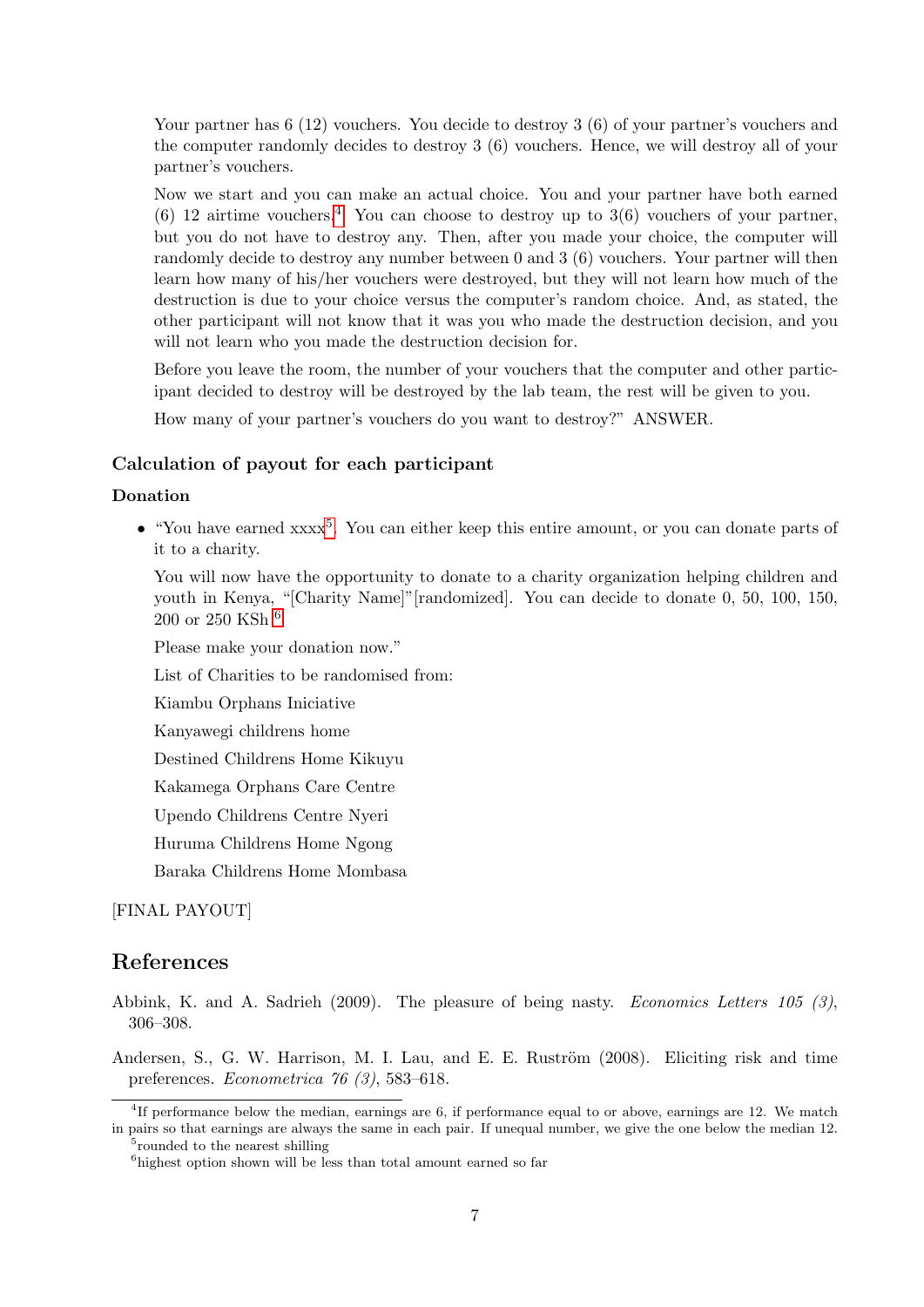Your partner has 6 (12) vouchers. You decide to destroy 3 (6) of your partner's vouchers and the computer randomly decides to destroy 3 (6) vouchers. Hence, we will destroy all of your partner's vouchers.

Now we start and you can make an actual choice. You and your partner have both earned (6) 12 airtime vouchers.[4] You can choose to destroy up to 3(6) vouchers of your partner, but you do not have to destroy any. Then, after you made your choice, the computer will randomly decide to destroy any number between 0 and 3 (6) vouchers. Your partner will then learn how many of his/her vouchers were destroyed, but they will not learn how much of the destruction is due to your choice versus the computer's random choice. And, as stated, the other participant will not know that it was you who made the destruction decision, and you will not learn who you made the destruction decision for.

Before you leave the room, the number of your vouchers that the computer and other participant decided to destroy will be destroyed by the lab team, the rest will be given to you.

How many of your partner's vouchers do you want to destroy?" ANSWER.

### Calculation of payout for each participant

#### Donation

- "You have earned xxxx[5]. You can either keep this entire amount, or you can donate parts of it to a charity.

  You will now have the opportunity to donate to a charity organization helping children and youth in Kenya, "[Charity Name]"[randomized]. You can decide to donate 0, 50, 100, 150, 200 or 250 KSh.[6]

  Please make your donation now."

  List of Charities to be randomised from:

  Kiambu Orphans Iniciative

  Kanyawegi childrens home

  Destined Childrens Home Kikuyu

  Kakamega Orphans Care Centre

  Upendo Childrens Centre Nyeri

  Huruma Childrens Home Ngong

  Baraka Childrens Home Mombasa

[FINAL PAYOUT]

## References

Abbink, K. and A. Sadrieh (2009). The pleasure of being nasty. *Economics Letters 105 (3)*, 306–308.

Andersen, S., G. W. Harrison, M. I. Lau, and E. E. Rutström (2008). Eliciting risk and time preferences. *Econometrica 76 (3)*, 583–618.

---

[4] If performance below the median, earnings are 6, if performance equal to or above, earnings are 12. We match in pairs so that earnings are always the same in each pair. If unequal number, we give the one below the median 12.

[5] rounded to the nearest shilling

[6] highest option shown will be less than total amount earned so far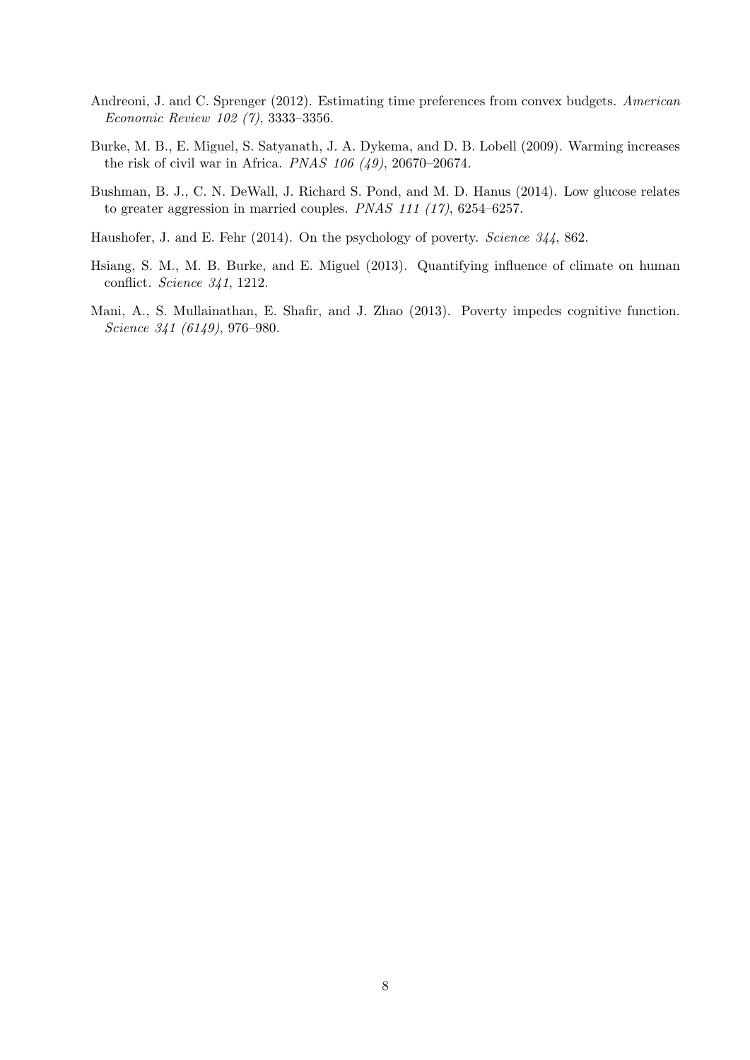Andreoni, J. and C. Sprenger (2012). Estimating time preferences from convex budgets. *American Economic Review 102 (7)*, 3333–3356.

Burke, M. B., E. Miguel, S. Satyanath, J. A. Dykema, and D. B. Lobell (2009). Warming increases the risk of civil war in Africa. *PNAS 106 (49)*, 20670–20674.

Bushman, B. J., C. N. DeWall, J. Richard S. Pond, and M. D. Hanus (2014). Low glucose relates to greater aggression in married couples. *PNAS 111 (17)*, 6254–6257.

Haushofer, J. and E. Fehr (2014). On the psychology of poverty. *Science 344*, 862.

Hsiang, S. M., M. B. Burke, and E. Miguel (2013). Quantifying influence of climate on human conflict. *Science 341*, 1212.

Mani, A., S. Mullainathan, E. Shafir, and J. Zhao (2013). Poverty impedes cognitive function. *Science 341 (6149)*, 976–980.